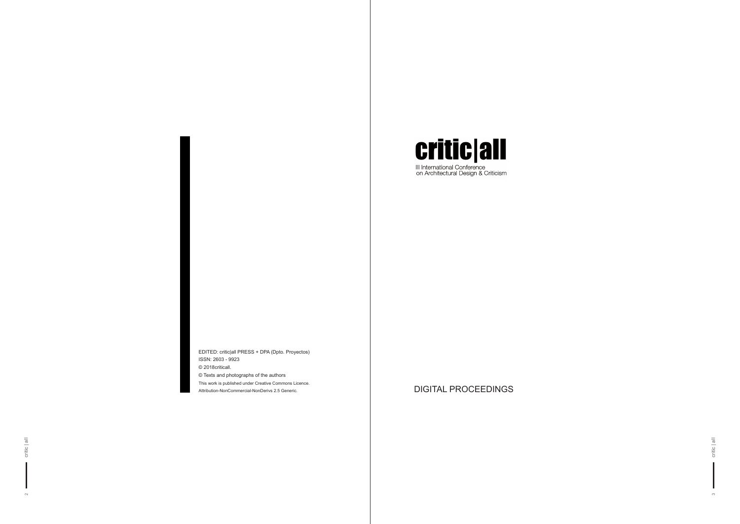EDITED: critic|all PRESS + DPA (Dpto. Proyectos)

ISSN: 2603 - 9923

© 2018criticall.

© Texts and photographs of the authors

This work is published under Creative Commons Licence.

Attribution-NonCommercial-NonDerivs 2.5 Generic.

# critic|all

III International Conference on Architectural Design & Criticism

DIGITAL PROCEEDINGS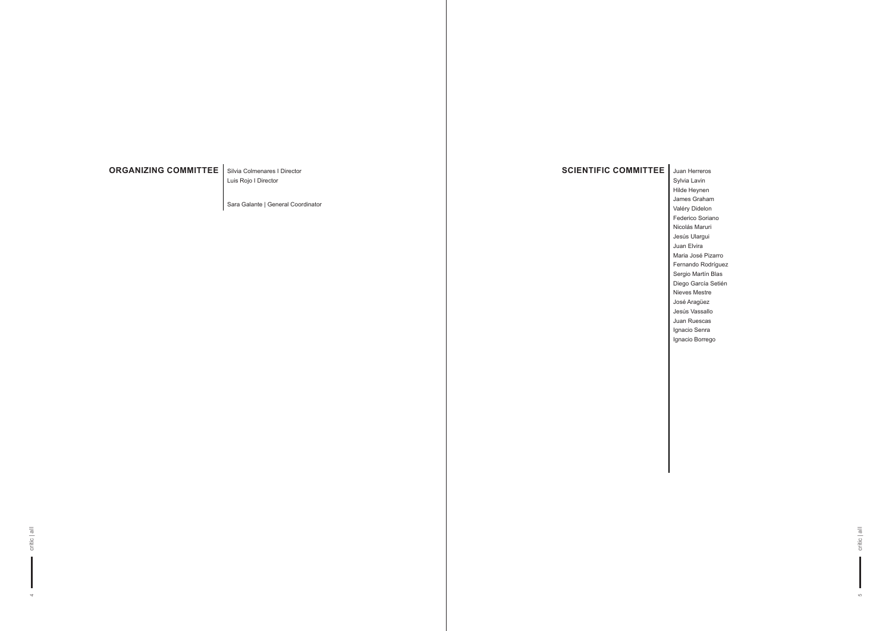## ORGANIZING COMMITTEE

Silvia Colmenares I Director
Luis Rojo I Director

Sara Galante | General Coordinator

## SCIENTIFIC COMMITTEE

Juan Herreros
Sylvia Lavin
Hilde Heynen
James Graham
Valéry Didelon
Federico Soriano
Nicolás Maruri
Jesús Ulargui
Juan Elvira
Maria José Pizarro
Fernando Rodríguez
Sergio Martín Blas
Diego García Setién
Nieves Mestre
José Aragüez
Jesús Vassallo
Juan Ruescas
Ignacio Senra
Ignacio Borrego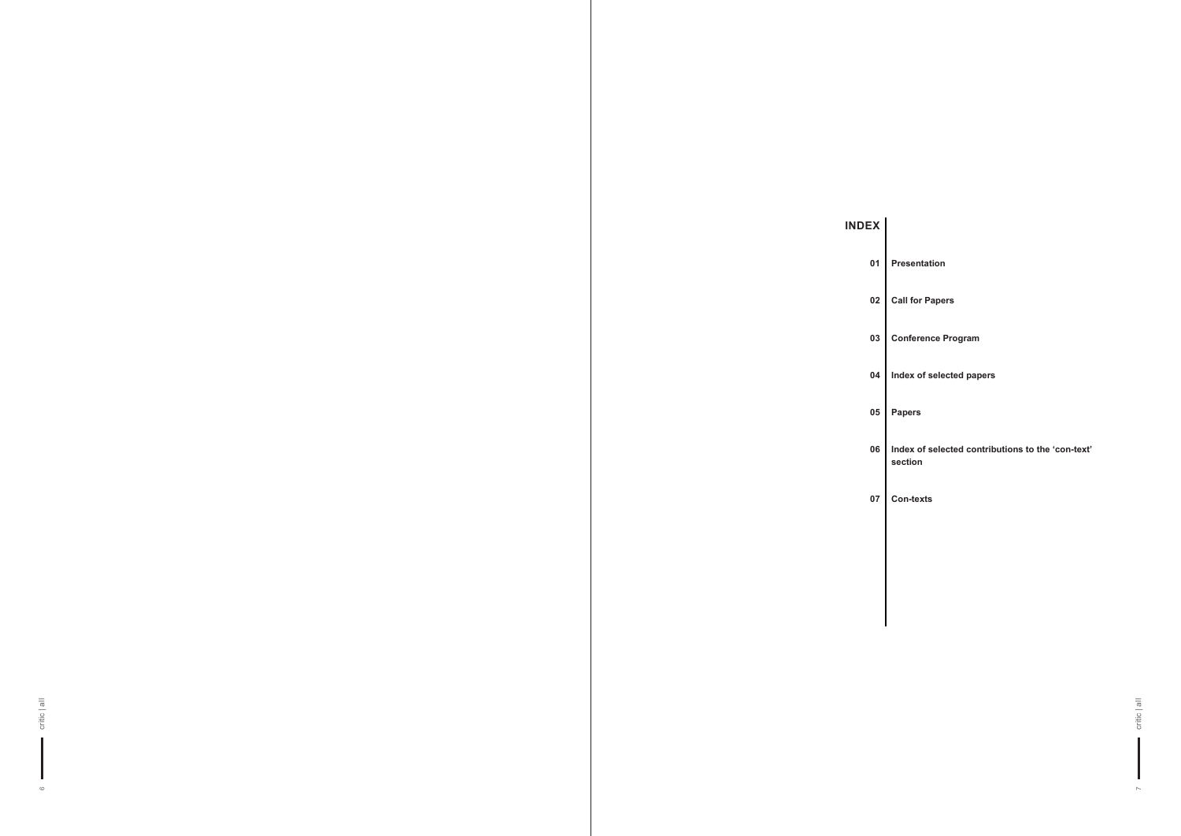# INDEX

**01** **Presentation**

**02** **Call for Papers**

**03** **Conference Program**

**04** **Index of selected papers**

**05** **Papers**

**06** **Index of selected contributions to the 'con-text' section**

**07** **Con-texts**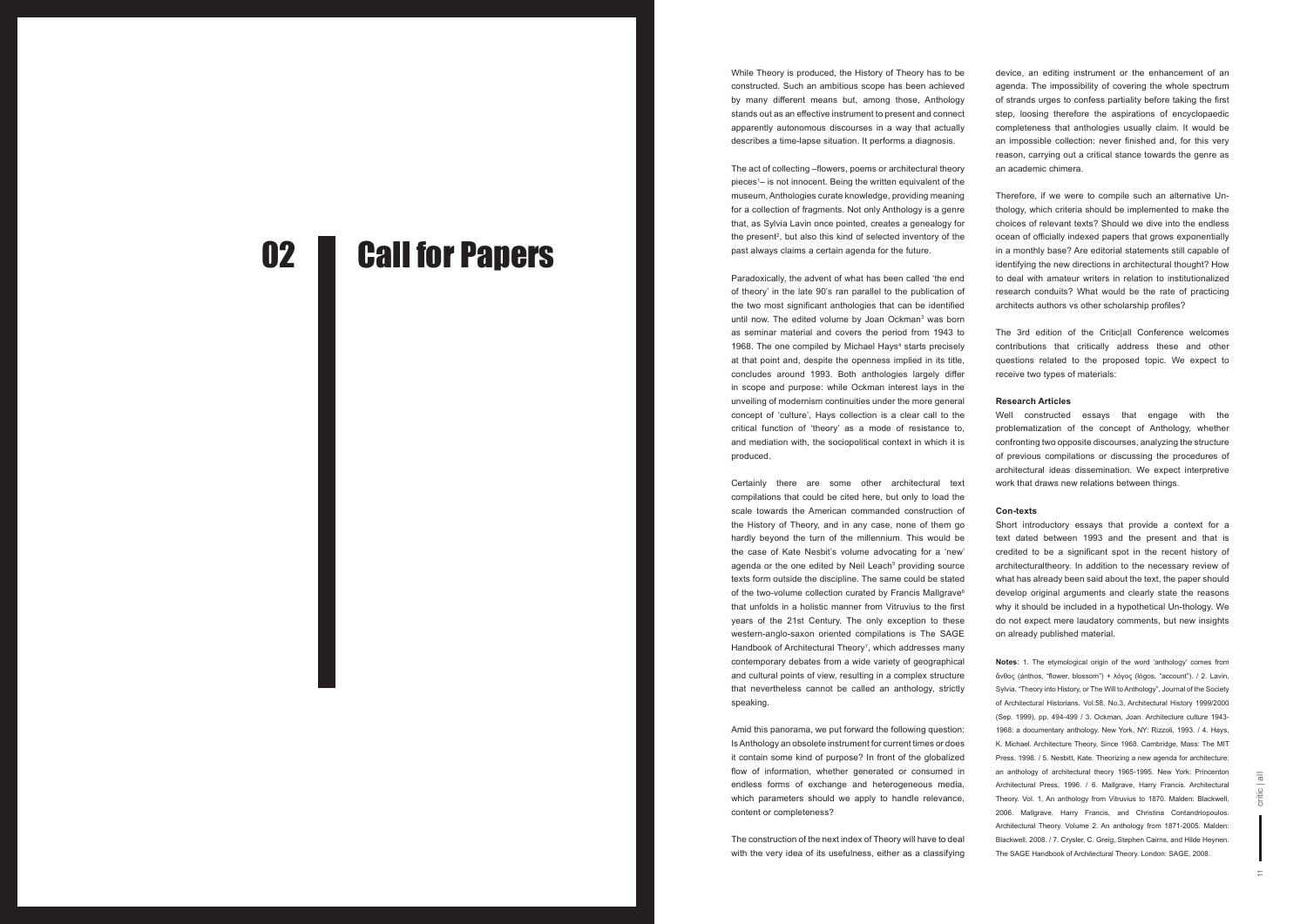# 02 Call for Papers

While Theory is produced, the History of Theory has to be constructed. Such an ambitious scope has been achieved by many different means but, among those, Anthology stands out as an effective instrument to present and connect apparently autonomous discourses in a way that actually describes a time-lapse situation. It performs a diagnosis.

The act of collecting –flowers, poems or architectural theory pieces[1]– is not innocent. Being the written equivalent of the museum, Anthologies curate knowledge, providing meaning for a collection of fragments. Not only Anthology is a genre that, as Sylvia Lavin once pointed, creates a genealogy for the present[2], but also this kind of selected inventory of the past always claims a certain agenda for the future.

Paradoxically, the advent of what has been called 'the end of theory' in the late 90's ran parallel to the publication of the two most significant anthologies that can be identified until now. The edited volume by Joan Ockman[3] was born as seminar material and covers the period from 1943 to 1968. The one compiled by Michael Hays[4] starts precisely at that point and, despite the openness implied in its title, concludes around 1993. Both anthologies largely differ in scope and purpose: while Ockman interest lays in the unveiling of modernism continuities under the more general concept of 'culture', Hays collection is a clear call to the critical function of 'theory' as a mode of resistance to, and mediation with, the sociopolitical context in which it is produced.

Certainly there are some other architectural text compilations that could be cited here, but only to load the scale towards the American commanded construction of the History of Theory, and in any case, none of them go hardly beyond the turn of the millennium. This would be the case of Kate Nesbit's volume advocating for a 'new' agenda or the one edited by Neil Leach[5] providing source texts form outside the discipline. The same could be stated of the two-volume collection curated by Francis Mallgrave[6] that unfolds in a holistic manner from Vitruvius to the first years of the 21st Century. The only exception to these western-anglo-saxon oriented compilations is The SAGE Handbook of Architectural Theory[7], which addresses many contemporary debates from a wide variety of geographical and cultural points of view, resulting in a complex structure that nevertheless cannot be called an anthology, strictly speaking.

Amid this panorama, we put forward the following question: Is Anthology an obsolete instrument for current times or does it contain some kind of purpose? In front of the globalized flow of information, whether generated or consumed in endless forms of exchange and heterogeneous media, which parameters should we apply to handle relevance, content or completeness?

The construction of the next index of Theory will have to deal with the very idea of its usefulness, either as a classifying device, an editing instrument or the enhancement of an agenda. The impossibility of covering the whole spectrum of strands urges to confess partiality before taking the first step, loosing therefore the aspirations of encyclopaedic completeness that anthologies usually claim. It would be an impossible collection: never finished and, for this very reason, carrying out a critical stance towards the genre as an academic chimera.

Therefore, if we were to compile such an alternative Un-thology, which criteria should be implemented to make the choices of relevant texts? Should we dive into the endless ocean of officially indexed papers that grows exponentially in a monthly base? Are editorial statements still capable of identifying the new directions in architectural thought? How to deal with amateur writers in relation to institutionalized research conduits? What would be the rate of practicing architects authors vs other scholarship profiles?

The 3rd edition of the Critic|all Conference welcomes contributions that critically address these and other questions related to the proposed topic. We expect to receive two types of materials:

**Research Articles**

Well constructed essays that engage with the problematization of the concept of Anthology, whether confronting two opposite discourses, analyzing the structure of previous compilations or discussing the procedures of architectural ideas dissemination. We expect interpretive work that draws new relations between things.

**Con-texts**

Short introductory essays that provide a context for a text dated between 1993 and the present and that is credited to be a significant spot in the recent history of architecturaltheory. In addition to the necessary review of what has already been said about the text, the paper should develop original arguments and clearly state the reasons why it should be included in a hypothetical Un-thology. We do not expect mere laudatory comments, but new insights on already published material.

**Notes**: 1. The etymological origin of the word 'anthology' comes from ἄνθος (ánthos, "flower, blossom") + λόγος (lógos, "account"). / 2. Lavin, Sylvia. "Theory into History, or The Will to Anthology", Journal of the Society of Architectural Historians. Vol.58, No.3, Architectural History 1999/2000 (Sep. 1999), pp. 494-499 / 3. Ockman, Joan. Architecture culture 1943-1968: a documentary anthology. New York, NY: Rizzoli, 1993. / 4. Hays, K. Michael. Architecture Theory, Since 1968. Cambridge, Mass: The MIT Press, 1998. / 5. Nesbitt, Kate. Theorizing a new agenda for architecture: an anthology of architectural theory 1965-1995. New York: Princeton Architectural Press, 1996. / 6. Mallgrave, Harry Francis. Architectural Theory. Vol. 1, An anthology from Vitruvius to 1870. Malden: Blackwell, 2006. Mallgrave, Harry Francis, and Christina Contandriopoulos. Architectural Theory. Volume 2. An anthology from 1871-2005. Malden: Blackwell, 2008. / 7. Crysler, C. Greig, Stephen Cairns, and Hilde Heynen. The SAGE Handbook of Architectural Theory. London: SAGE, 2008.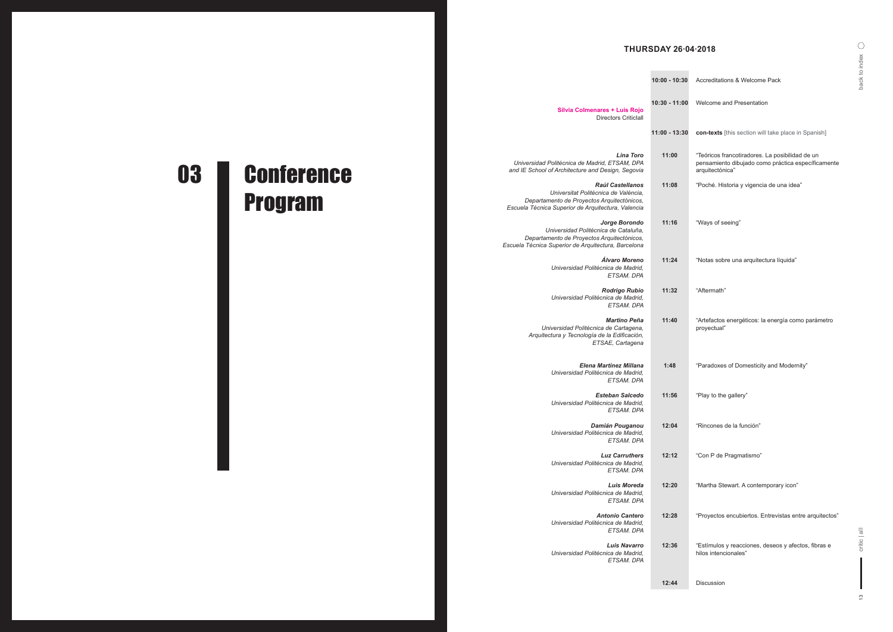# 03 Conference Program

## THURSDAY 26·04·2018

| Speaker | Time | Session |
|---|---|---|
| | 10:00 - 10:30 | Accreditations & Welcome Pack |
| **Silvia Colmenares + Luis Rojo**<br>Directors Criticlall | 10:30 - 11:00 | Welcome and Presentation |
| | 11:00 - 13:30 | **con-texts** [this section will take place in Spanish] |
| ***Lina Toro***<br>*Universidad Politécnica de Madrid, ETSAM, DPA and IE School of Architecture and Design, Segovia* | 11:00 | "Teóricos francotiradores. La posibilidad de un pensamiento dibujado como práctica específicamente arquitectónica" |
| ***Raúl Castellanos***<br>*Universitat Politècnica de València, Departamento de Proyectos Arquitectónicos, Escuela Técnica Superior de Arquitectura, Valencia* | 11:08 | "Poché. Historia y vigencia de una idea" |
| ***Jorge Borondo***<br>*Universidad Politécnica de Cataluña, Departamento de Proyectos Arquitectónicos, Escuela Técnica Superior de Arquitectura, Barcelona* | 11:16 | "Ways of seeing" |
| ***Álvaro Moreno***<br>*Universidad Politécnica de Madrid, ETSAM. DPA* | 11:24 | "Notas sobre una arquitectura líquida" |
| ***Rodrigo Rubio***<br>*Universidad Politécnica de Madrid, ETSAM. DPA* | 11:32 | "Aftermath" |
| ***Martino Peña***<br>*Universidad Politécnica de Cartagena, Arquitectura y Tecnología de la Edificación, ETSAE, Cartagena* | 11:40 | "Artefactos energéticos: la energía como parámetro proyectual" |
| ***Elena Martínez Millana***<br>*Universidad Politécnica de Madrid, ETSAM. DPA* | 1:48 | "Paradoxes of Domesticity and Modernity" |
| ***Esteban Salcedo***<br>*Universidad Politécnica de Madrid, ETSAM. DPA* | 11:56 | "Play to the gallery" |
| ***Damián Pouganou***<br>*Universidad Politécnica de Madrid, ETSAM. DPA* | 12:04 | "Rincones de la función" |
| ***Luz Carruthers***<br>*Universidad Politécnica de Madrid, ETSAM. DPA* | 12:12 | "Con P de Pragmatismo" |
| ***Luis Moreda***<br>*Universidad Politécnica de Madrid, ETSAM. DPA* | 12:20 | "Martha Stewart. A contemporary icon" |
| ***Antonio Cantero***<br>*Universidad Politécnica de Madrid, ETSAM. DPA* | 12:28 | "Proyectos encubiertos. Entrevistas entre arquitectos" |
| ***Luis Navarro***<br>*Universidad Politécnica de Madrid, ETSAM. DPA* | 12:36 | "Estímulos y reacciones, deseos y afectos, fibras e hilos intencionales" |
| | 12:44 | Discussion |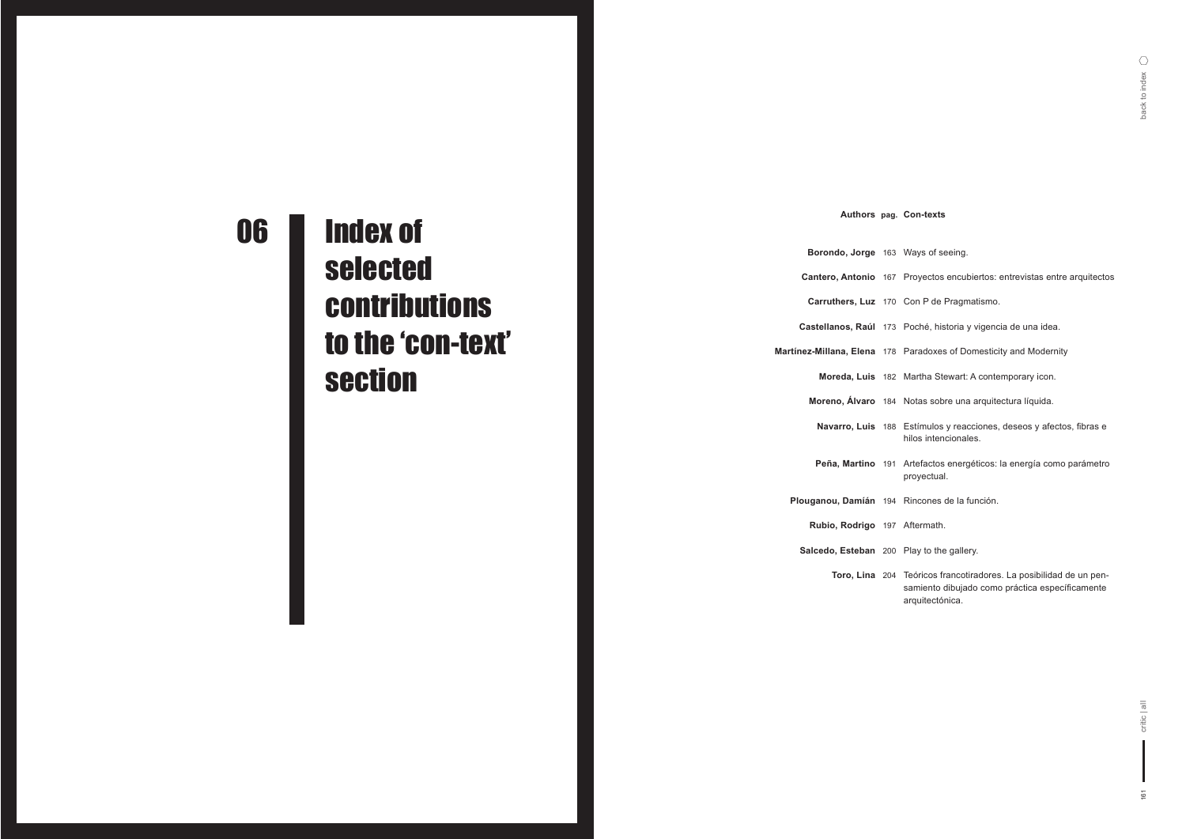# 06 Index of selected contributions to the 'con-text' section

| Authors | pag. | Con-texts |
| --- | --- | --- |
| **Borondo, Jorge** | 163 | Ways of seeing. |
| **Cantero, Antonio** | 167 | Proyectos encubiertos: entrevistas entre arquitectos |
| **Carruthers, Luz** | 170 | Con P de Pragmatismo. |
| **Castellanos, Raúl** | 173 | Poché, historia y vigencia de una idea. |
| **Martínez-Millana, Elena** | 178 | Paradoxes of Domesticity and Modernity |
| **Moreda, Luis** | 182 | Martha Stewart: A contemporary icon. |
| **Moreno, Álvaro** | 184 | Notas sobre una arquitectura líquida. |
| **Navarro, Luis** | 188 | Estímulos y reacciones, deseos y afectos, fibras e hilos intencionales. |
| **Peña, Martino** | 191 | Artefactos energéticos: la energía como parámetro proyectual. |
| **Plouganou, Damián** | 194 | Rincones de la función. |
| **Rubio, Rodrigo** | 197 | Aftermath. |
| **Salcedo, Esteban** | 200 | Play to the gallery. |
| **Toro, Lina** | 204 | Teóricos francotiradores. La posibilidad de un pensamiento dibujado como práctica específicamente arquitectónica. |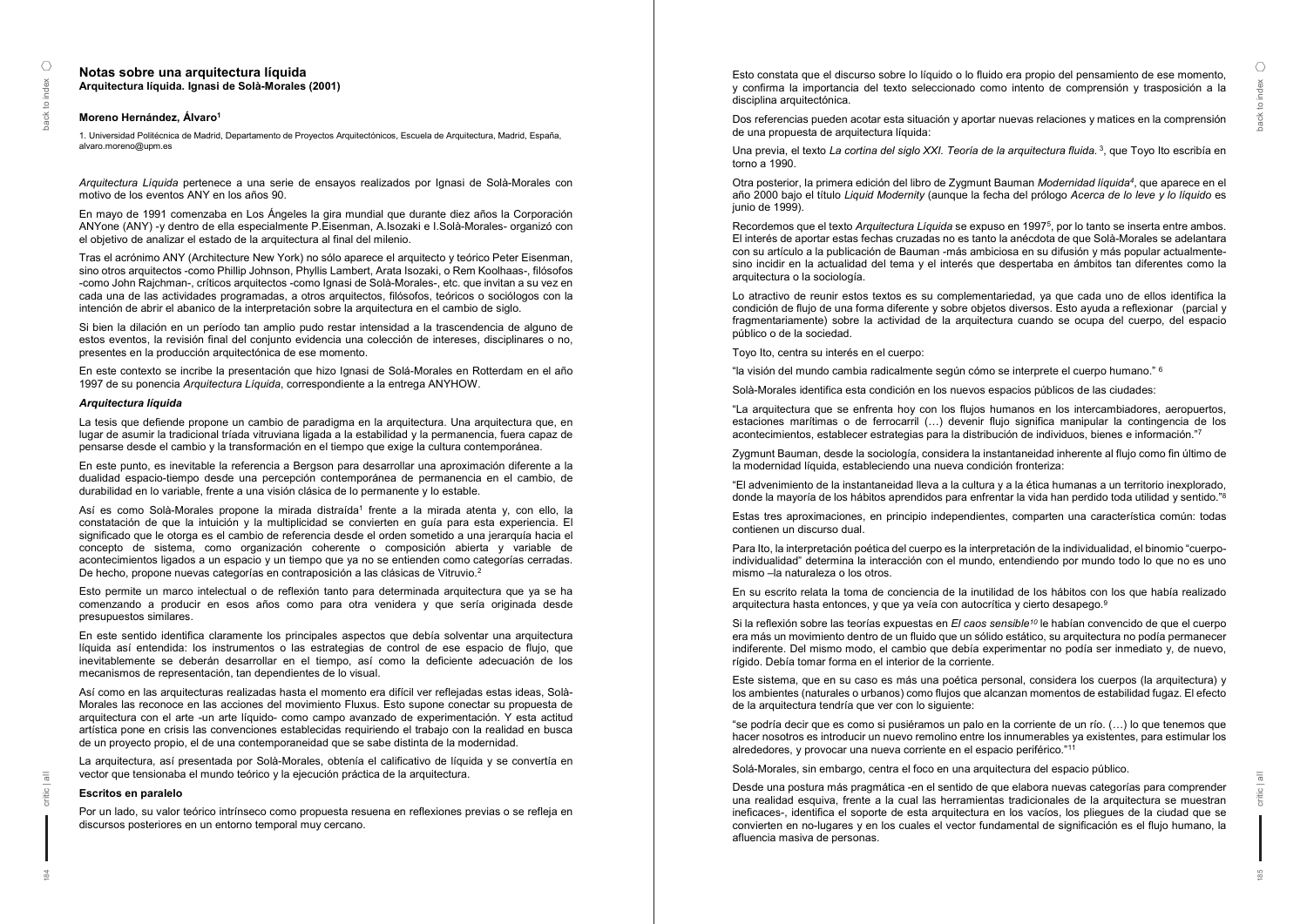# Notas sobre una arquitectura líquida

**Arquitectura líquida. Ignasi de Solà-Morales (2001)**

**Moreno Hernández, Álvaro**[1]

1. Universidad Politécnica de Madrid, Departamento de Proyectos Arquitectónicos, Escuela de Arquitectura, Madrid, España, alvaro.moreno@upm.es

*Arquitectura Líquida* pertenece a una serie de ensayos realizados por Ignasi de Solà-Morales con motivo de los eventos ANY en los años 90.

En mayo de 1991 comenzaba en Los Ángeles la gira mundial que durante diez años la Corporación ANYone (ANY) -y dentro de ella especialmente P.Eisenman, A.Isozaki e I.Solà-Morales- organizó con el objetivo de analizar el estado de la arquitectura al final del milenio.

Tras el acrónimo ANY (Architecture New York) no sólo aparece el arquitecto y teórico Peter Eisenman, sino otros arquitectos -como Phillip Johnson, Phyllis Lambert, Arata Isozaki, o Rem Koolhaas-, filósofos -como John Rajchman-, críticos arquitectos -como Ignasi de Solà-Morales-, etc. que invitan a su vez en cada una de las actividades programadas, a otros arquitectos, filósofos, teóricos o sociólogos con la intención de abrir el abanico de la interpretación sobre la arquitectura en el cambio de siglo.

Si bien la dilación en un período tan amplio pudo restar intensidad a la trascendencia de alguno de estos eventos, la revisión final del conjunto evidencia una colección de intereses, disciplinares o no, presentes en la producción arquitectónica de ese momento.

En este contexto se incribe la presentación que hizo Ignasi de Solá-Morales en Rotterdam en el año 1997 de su ponencia *Arquitectura Líquida*, correspondiente a la entrega ANYHOW.

## *Arquitectura líquida*

La tesis que defiende propone un cambio de paradigma en la arquitectura. Una arquitectura que, en lugar de asumir la tradicional tríada vitruviana ligada a la estabilidad y la permanencia, fuera capaz de pensarse desde el cambio y la transformación en el tiempo que exige la cultura contemporánea.

En este punto, es inevitable la referencia a Bergson para desarrollar una aproximación diferente a la dualidad espacio-tiempo desde una percepción contemporánea de permanencia en el cambio, de durabilidad en lo variable, frente a una visión clásica de lo permanente y lo estable.

Así es como Solà-Morales propone la mirada distraída[1] frente a la mirada atenta y, con ello, la constatación de que la intuición y la multiplicidad se convierten en guía para esta experiencia. El significado que le otorga es el cambio de referencia desde el orden sometido a una jerarquía hacia el concepto de sistema, como organización coherente o composición abierta y variable de acontecimientos ligados a un espacio y un tiempo que ya no se entienden como categorías cerradas. De hecho, propone nuevas categorías en contraposición a las clásicas de Vitruvio.[2]

Esto permite un marco intelectual o de reflexión tanto para determinada arquitectura que ya se ha comenzando a producir en esos años como para otra venidera y que sería originada desde presupuestos similares.

En este sentido identifica claramente los principales aspectos que debía solventar una arquitectura líquida así entendida: los instrumentos o las estrategias de control de ese espacio de flujo, que inevitablemente se deberán desarrollar en el tiempo, así como la deficiente adecuación de los mecanismos de representación, tan dependientes de lo visual.

Así como en las arquitecturas realizadas hasta el momento era difícil ver reflejadas estas ideas, Solà-Morales las reconoce en las acciones del movimiento Fluxus. Esto supone conectar su propuesta de arquitectura con el arte -un arte líquido- como campo avanzado de experimentación. Y esta actitud artística pone en crisis las convenciones establecidas requiriendo el trabajo con la realidad en busca de un proyecto propio, el de una contemporaneidad que se sabe distinta de la modernidad.

La arquitectura, así presentada por Solà-Morales, obtenía el calificativo de líquida y se convertía en vector que tensionaba el mundo teórico y la ejecución práctica de la arquitectura.

## Escritos en paralelo

Por un lado, su valor teórico intrínseco como propuesta resuena en reflexiones previas o se refleja en discursos posteriores en un entorno temporal muy cercano.

Esto constata que el discurso sobre lo líquido o lo fluido era propio del pensamiento de ese momento, y confirma la importancia del texto seleccionado como intento de comprensión y trasposición a la disciplina arquitectónica.

Dos referencias pueden acotar esta situación y aportar nuevas relaciones y matices en la comprensión de una propuesta de arquitectura líquida:

Una previa, el texto *La cortina del siglo XXI. Teoría de la arquitectura fluida.*[3], que Toyo Ito escribía en torno a 1990.

Otra posterior, la primera edición del libro de Zygmunt Bauman *Modernidad líquida*[4], que aparece en el año 2000 bajo el título *Liquid Modernity* (aunque la fecha del prólogo *Acerca de lo leve y lo líquido* es junio de 1999).

Recordemos que el texto *Arquitectura Líquida* se expuso en 1997[5], por lo tanto se inserta entre ambos. El interés de aportar estas fechas cruzadas no es tanto la anécdota de que Solà-Morales se adelantara con su artículo a la publicación de Bauman -más ambiciosa en su difusión y más popular actualmente- sino incidir en la actualidad del tema y el interés que despertaba en ámbitos tan diferentes como la arquitectura o la sociología.

Lo atractivo de reunir estos textos es su complementariedad, ya que cada uno de ellos identifica la condición de flujo de una forma diferente y sobre objetos diversos. Esto ayuda a reflexionar (parcial y fragmentariamente) sobre la actividad de la arquitectura cuando se ocupa del cuerpo, del espacio público o de la sociedad.

Toyo Ito, centra su interés en el cuerpo:

"la visión del mundo cambia radicalmente según cómo se interprete el cuerpo humano." [6]

Solà-Morales identifica esta condición en los nuevos espacios públicos de las ciudades:

"La arquitectura que se enfrenta hoy con los flujos humanos en los intercambiadores, aeropuertos, estaciones marítimas o de ferrocarril (…) devenir flujo significa manipular la contingencia de los acontecimientos, establecer estrategias para la distribución de individuos, bienes e información."[7]

Zygmunt Bauman, desde la sociología, considera la instantaneidad inherente al flujo como fin último de la modernidad líquida, estableciendo una nueva condición fronteriza:

"El advenimiento de la instantaneidad lleva a la cultura y a la ética humanas a un territorio inexplorado, donde la mayoría de los hábitos aprendidos para enfrentar la vida han perdido toda utilidad y sentido."[8]

Estas tres aproximaciones, en principio independientes, comparten una característica común: todas contienen un discurso dual.

Para Ito, la interpretación poética del cuerpo es la interpretación de la individualidad, el binomio "cuerpo-individualidad" determina la interacción con el mundo, entendiendo por mundo todo lo que no es uno mismo –la naturaleza o los otros.

En su escrito relata la toma de conciencia de la inutilidad de los hábitos con los que había realizado arquitectura hasta entonces, y que ya veía con autocrítica y cierto desapego.[9]

Si la reflexión sobre las teorías expuestas en *El caos sensible*[10] le habían convencido de que el cuerpo era más un movimiento dentro de un fluido que un sólido estático, su arquitectura no podía permanecer indiferente. Del mismo modo, el cambio que debía experimentar no podía ser inmediato y, de nuevo, rígido. Debía tomar forma en el interior de la corriente.

Este sistema, que en su caso es más una poética personal, considera los cuerpos (la arquitectura) y los ambientes (naturales o urbanos) como flujos que alcanzan momentos de estabilidad fugaz. El efecto de la arquitectura tendría que ver con lo siguiente:

"se podría decir que es como si pusiéramos un palo en la corriente de un río. (…) lo que tenemos que hacer nosotros es introducir un nuevo remolino entre los innumerables ya existentes, para estimular los alrededores, y provocar una nueva corriente en el espacio periférico."[11]

Solá-Morales, sin embargo, centra el foco en una arquitectura del espacio público.

Desde una postura más pragmática -en el sentido de que elabora nuevas categorías para comprender una realidad esquiva, frente a la cual las herramientas tradicionales de la arquitectura se muestran ineficaces-, identifica el soporte de esta arquitectura en los vacíos, los pliegues de la ciudad que se convierten en no-lugares y en los cuales el vector fundamental de significación es el flujo humano, la afluencia masiva de personas.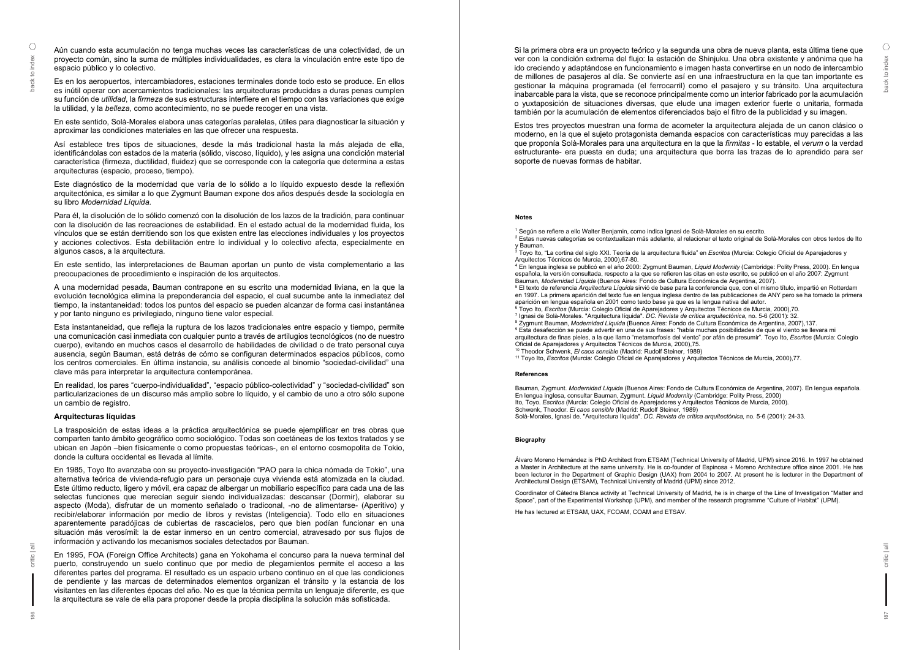Aún cuando esta acumulación no tenga muchas veces las características de una colectividad, de un proyecto común, sino la suma de múltiples individualidades, es clara la vinculación entre este tipo de espacio público y lo colectivo.

Es en los aeropuertos, intercambiadores, estaciones terminales donde todo esto se produce. En ellos es inútil operar con acercamientos tradicionales: las arquitecturas producidas a duras penas cumplen su función de *utilidad*, la *firmeza* de sus estructuras interfiere en el tiempo con las variaciones que exige la utilidad, y la *belleza*, como acontecimiento, no se puede recoger en una vista.

En este sentido, Solà-Morales elabora unas categorías paralelas, útiles para diagnosticar la situación y aproximar las condiciones materiales en las que ofrecer una respuesta.

Así establece tres tipos de situaciones, desde la más tradicional hasta la más alejada de ella, identificándolas con estados de la materia (sólido, viscoso, líquido), y les asigna una condición material característica (firmeza, ductilidad, fluidez) que se corresponde con la categoría que determina a estas arquitecturas (espacio, proceso, tiempo).

Este diagnóstico de la modernidad que varía de lo sólido a lo líquido expuesto desde la reflexión arquitectónica, es similar a lo que Zygmunt Bauman expone dos años después desde la sociología en su libro *Modernidad Líquida.*

Para él, la disolución de lo sólido comenzó con la disolución de los lazos de la tradición, para continuar con la disolución de las recreaciones de estabilidad. En el estado actual de la modernidad fluida, los vínculos que se están derritiendo son los que existen entre las elecciones individuales y los proyectos y acciones colectivos. Esta debilitación entre lo individual y lo colectivo afecta, especialmente en algunos casos, a la arquitectura.

En este sentido, las interpretaciones de Bauman aportan un punto de vista complementario a las preocupaciones de procedimiento e inspiración de los arquitectos.

A una modernidad pesada, Bauman contrapone en su escrito una modernidad liviana, en la que la evolución tecnológica elimina la preponderancia del espacio, el cual sucumbe ante la inmediatez del tiempo, la instantaneidad: todos los puntos del espacio se pueden alcanzar de forma casi instantánea y por tanto ninguno es privilegiado, ninguno tiene valor especial.

Esta instantaneidad, que refleja la ruptura de los lazos tradicionales entre espacio y tiempo, permite una comunicación casi inmediata con cualquier punto a través de artilugios tecnológicos (no de nuestro cuerpo), evitando en muchos casos el desarrollo de habilidades de civilidad o de trato personal cuya ausencia, según Bauman, está detrás de cómo se configuran determinados espacios públicos, como los centros comerciales. En última instancia, su análisis concede al binomio "sociedad-civilidad" una clave más para interpretar la arquitectura contemporánea.

En realidad, los pares "cuerpo-individualidad", "espacio público-colectividad" y "sociedad-civilidad" son particularizaciones de un discurso más amplio sobre lo líquido, y el cambio de uno a otro sólo supone un cambio de registro.

### Arquitecturas líquidas

La trasposición de estas ideas a la práctica arquitectónica se puede ejemplificar en tres obras que comparten tanto ámbito geográfico como sociológico. Todas son coetáneas de los textos tratados y se ubican en Japón –bien físicamente o como propuestas teóricas-, en el entorno cosmopolita de Tokio, donde la cultura occidental es llevada al límite.

En 1985, Toyo Ito avanzaba con su proyecto-investigación "PAO para la chica nómada de Tokio", una alternativa teórica de vivienda-refugio para un personaje cuya vivienda está atomizada en la ciudad. Este último reducto, ligero y móvil, era capaz de albergar un mobiliario específico para cada una de las selectas funciones que merecían seguir siendo individualizadas: descansar (Dormir), elaborar su aspecto (Moda), disfrutar de un momento señalado o tradicional, -no de alimentarse- (Aperitivo) y recibir/elaborar información por medio de libros y revistas (Inteligencia). Todo ello en situaciones aparentemente paradójicas de cubiertas de rascacielos, pero que bien podían funcionar en una situación más verosímil: la de estar inmerso en un centro comercial, atravesado por sus flujos de información y activando los mecanismos sociales detectados por Bauman.

En 1995, FOA (Foreign Office Architects) gana en Yokohama el concurso para la nueva terminal del puerto, construyendo un suelo continuo que por medio de plegamientos permite el acceso a las diferentes partes del programa. El resultado es un espacio urbano continuo en el que las condiciones de pendiente y las marcas de determinados elementos organizan el tránsito y la estancia de los visitantes en las diferentes épocas del año. No es que la técnica permita un lenguaje diferente, es que la arquitectura se vale de ella para proponer desde la propia disciplina la solución más sofisticada.

Si la primera obra era un proyecto teórico y la segunda una obra de nueva planta, esta última tiene que ver con la condición extrema del flujo: la estación de Shinjuku. Una obra existente y anónima que ha ido creciendo y adaptándose en funcionamiento e imagen hasta convertirse en un nodo de intercambio de millones de pasajeros al día. Se convierte así en una infraestructura en la que tan importante es gestionar la máquina programada (el ferrocarril) como el pasajero y su tránsito. Una arquitectura inabarcable para la vista, que se reconoce principalmente como un interior fabricado por la acumulación o yuxtaposición de situaciones diversas, que elude una imagen exterior fuerte o unitaria, formada también por la acumulación de elementos diferenciados bajo el filtro de la publicidad y su imagen.

Estos tres proyectos muestran una forma de acometer la arquitectura alejada de un canon clásico o moderno, en la que el sujeto protagonista demanda espacios con características muy parecidas a las que proponía Solà-Morales para una arquitectura en la que la *firmitas* - lo estable, el *verum* o la verdad estructurante- era puesta en duda; una arquitectura que borra las trazas de lo aprendido para ser soporte de nuevas formas de habitar.

#### Notes

[1] Según se refiere a ello Walter Benjamin, como indica Ignasi de Solà-Morales en su escrito.
[2] Estas nuevas categorías se contextualizan más adelante, al relacionar el texto original de Solà-Morales con otros textos de Ito y Bauman.
[3] Toyo Ito, "La cortina del siglo XXI. Teoría de la arquitectura fluida" en *Escritos* (Murcia: Colegio Oficial de Aparejadores y Arquitectos Técnicos de Murcia, 2000),67-80.
[4] En lengua inglesa se publicó en el año 2000: Zygmunt Bauman, *Liquid Modernity* (Cambridge: Polity Press, 2000). En lengua española, la versión consultada, respecto a la que se refieren las citas en este escrito, se publicó en el año 2007: Zygmunt Bauman, *Modernidad Líquida* (Buenos Aires: Fondo de Cultura Económica de Argentina, 2007).
[5] El texto de referencia *Arquitectura Líquida* sirvió de base para la conferencia que, con el mismo título, impartió en Rotterdam en 1997. La primera aparición del texto fue en lengua inglesa dentro de las publicaciones de ANY pero se ha tomado la primera aparición en lengua española en 2001 como texto base ya que es la lengua nativa del autor.
[6] Toyo Ito, *Escritos* (Murcia: Colegio Oficial de Aparejadores y Arquitectos Técnicos de Murcia, 2000),70.
[7] Ignasi de Solà-Morales. "Arquitectura líquida". *DC. Revista de crítica arquitectónica,* no. 5-6 (2001): 32.
[8] Zygmunt Bauman, *Modernidad Líquida* (Buenos Aires: Fondo de Cultura Económica de Argentina, 2007),137.
[9] Esta desafección se puede advertir en una de sus frases: "había muchas posibilidades de que el viento se llevara mi arquitectura de finas pieles, a la que llamo "metamorfosis del viento" por afán de presumir". Toyo Ito, *Escritos* (Murcia: Colegio Oficial de Aparejadores y Arquitectos Técnicos de Murcia, 2000),75.
[10] Theodor Schwenk, *El caos sensible* (Madrid: Rudolf Steiner, 1989)
[11] Toyo Ito, *Escritos* (Murcia: Colegio Oficial de Aparejadores y Arquitectos Técnicos de Murcia, 2000),77.

#### References

Bauman, Zygmunt. *Modernidad Líquida* (Buenos Aires: Fondo de Cultura Económica de Argentina, 2007). En lengua española. En lengua inglesa, consultar Bauman, Zygmunt. *Liquid Modernity* (Cambridge: Polity Press, 2000)
Ito, Toyo. *Escritos* (Murcia: Colegio Oficial de Aparejadores y Arquitectos Técnicos de Murcia, 2000).
Schwenk, Theodor. *El caos sensible* (Madrid: Rudolf Steiner, 1989)
Solà-Morales, Ignasi de. "Arquitectura líquida". *DC. Revista de crítica arquitectónica,* no. 5-6 (2001): 24-33.

#### Biography

Álvaro Moreno Hernández is PhD Architect from ETSAM (Technical University of Madrid, UPM) since 2016. In 1997 he obtained a Master in Architecture at the same university. He is co-founder of Espinosa + Moreno Architecture office since 2001. He has been lecturer in the Department of Graphic Design (UAX) from 2004 to 2007. At present he is lecturer in the Department of Architectural Design (ETSAM), Technical University of Madrid (UPM) since 2012.

Coordinator of Cátedra Blanca activity at Technical University of Madrid, he is in charge of the Line of Investigation "Matter and Space", part of the Experimental Workshop (UPM), and member of the research programme "Culture of Habitat" (UPM).

He has lectured at ETSAM, UAX, FCOAM, COAM and ETSAV.